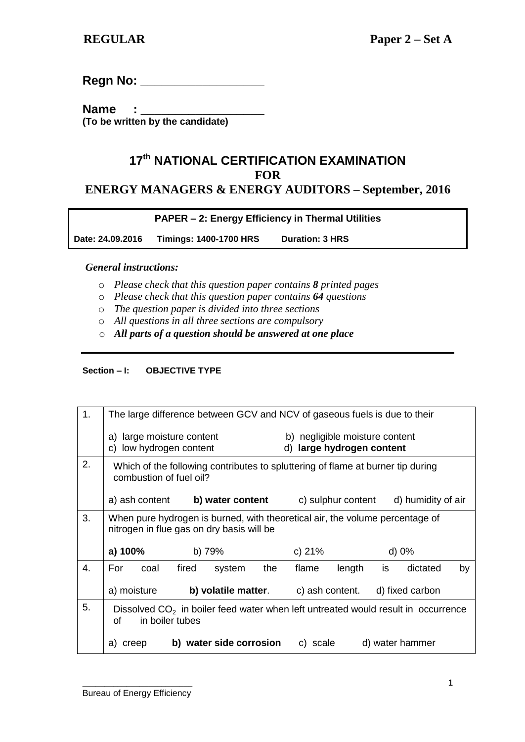**REGULAR** **Paper 2 – Set A**

**Regn No: ___________________**

**Name : ___________________**
**(To be written by the candidate)**

# 17th NATIONAL CERTIFICATION EXAMINATION FOR ENERGY MANAGERS & ENERGY AUDITORS – September, 2016

| **PAPER – 2: Energy Efficiency in Thermal Utilities** |
|---|
| **Date: 24.09.2016 Timings: 1400-1700 HRS Duration: 3 HRS** |

*General instructions:*

- *Please check that this question paper contains **8** printed pages*
- *Please check that this question paper contains **64** questions*
- *The question paper is divided into three sections*
- *All questions in all three sections are compulsory*
- ***All parts of a question should be answered at one place***

---

**Section – I: OBJECTIVE TYPE**

| | |
|---|---|
| 1. | The large difference between GCV and NCV of gaseous fuels is due to their<br><br>a) large moisture content b) negligible moisture content<br>c) low hydrogen content **d) large hydrogen content** |
| 2. | Which of the following contributes to spluttering of flame at burner tip during combustion of fuel oil?<br><br>a) ash content **b) water content** c) sulphur content d) humidity of air |
| 3. | When pure hydrogen is burned, with theoretical air, the volume percentage of nitrogen in flue gas on dry basis will be<br><br>**a) 100%** b) 79% c) 21% d) 0% |
| 4. | For coal fired system the flame length is dictated by<br><br>a) moisture **b) volatile matter**. c) ash content. d) fixed carbon |
| 5. | Dissolved $CO_2$ in boiler feed water when left untreated would result in occurrence of in boiler tubes<br><br>a) creep **b) water side corrosion** c) scale d) water hammer |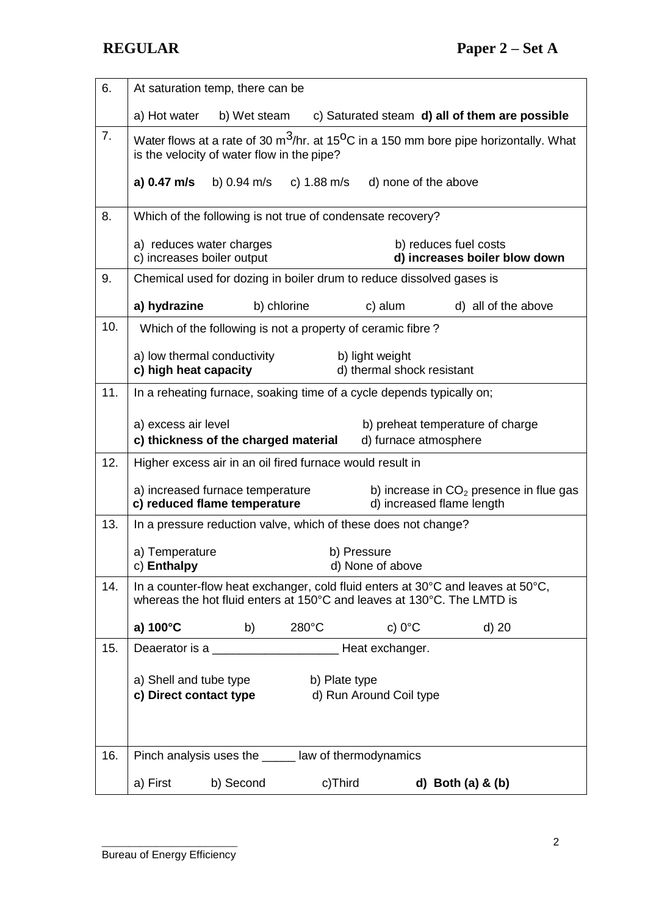| | |
|---|---|
| 6. | At saturation temp, there can be<br><br>a) Hot water b) Wet steam c) Saturated steam **d) all of them are possible** |
| 7. | Water flows at a rate of 30 $m^3$/hr. at $15^oC$ in a 150 mm bore pipe horizontally. What is the velocity of water flow in the pipe?<br><br>**a) 0.47 m/s** b) 0.94 m/s c) 1.88 m/s d) none of the above |
| 8. | Which of the following is not true of condensate recovery?<br><br>a) reduces water charges b) reduces fuel costs<br>c) increases boiler output **d) increases boiler blow down** |
| 9. | Chemical used for dozing in boiler drum to reduce dissolved gases is<br><br>**a) hydrazine** b) chlorine c) alum d) all of the above |
| 10. | Which of the following is not a property of ceramic fibre ?<br><br>a) low thermal conductivity b) light weight<br>**c) high heat capacity** d) thermal shock resistant |
| 11. | In a reheating furnace, soaking time of a cycle depends typically on;<br><br>a) excess air level b) preheat temperature of charge<br>**c) thickness of the charged material** d) furnace atmosphere |
| 12. | Higher excess air in an oil fired furnace would result in<br><br>a) increased furnace temperature b) increase in $CO_2$ presence in flue gas<br>**c) reduced flame temperature** d) increased flame length |
| 13. | In a pressure reduction valve, which of these does not change?<br><br>a) Temperature b) Pressure<br>c) **Enthalpy** d) None of above |
| 14. | In a counter-flow heat exchanger, cold fluid enters at 30°C and leaves at 50°C, whereas the hot fluid enters at 150°C and leaves at 130°C. The LMTD is<br><br>**a) 100°C** b) 280°C c) 0°C d) 20 |
| 15. | Deaerator is a ___________________ Heat exchanger.<br><br>a) Shell and tube type b) Plate type<br>**c) Direct contact type** d) Run Around Coil type |
| 16. | Pinch analysis uses the _____ law of thermodynamics<br><br>a) First b) Second c)Third **d) Both (a) & (b)** |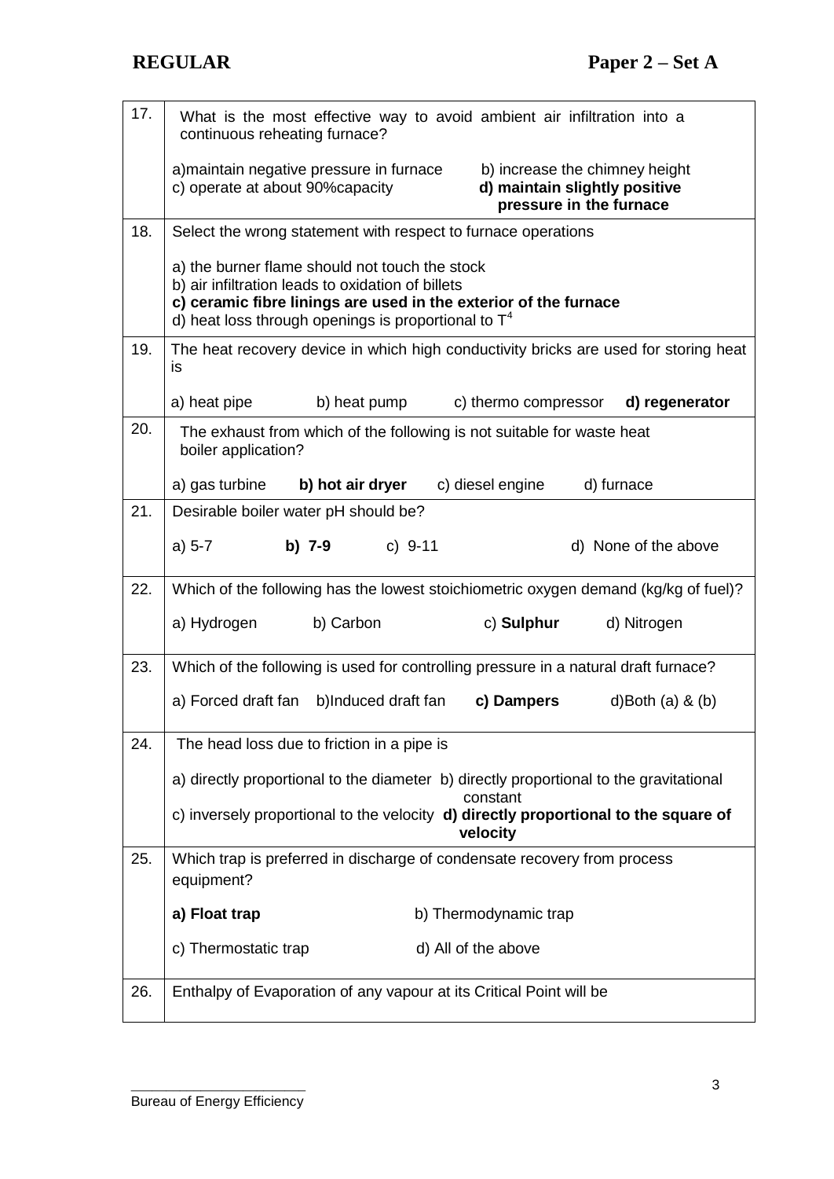| | |
|---|---|
| 17. | What is the most effective way to avoid ambient air infiltration into a continuous reheating furnace?<br><br>a) maintain negative pressure in furnace &nbsp;&nbsp;&nbsp; b) increase the chimney height<br>c) operate at about 90%capacity &nbsp;&nbsp;&nbsp; **d) maintain slightly positive pressure in the furnace** |
| 18. | Select the wrong statement with respect to furnace operations<br><br>a) the burner flame should not touch the stock<br>b) air infiltration leads to oxidation of billets<br>**c) ceramic fibre linings are used in the exterior of the furnace**<br>d) heat loss through openings is proportional to $T^4$ |
| 19. | The heat recovery device in which high conductivity bricks are used for storing heat is<br><br>a) heat pipe &nbsp;&nbsp;&nbsp; b) heat pump &nbsp;&nbsp;&nbsp; c) thermo compressor &nbsp;&nbsp;&nbsp; **d) regenerator** |
| 20. | The exhaust from which of the following is not suitable for waste heat boiler application?<br><br>a) gas turbine &nbsp;&nbsp;&nbsp; **b) hot air dryer** &nbsp;&nbsp;&nbsp; c) diesel engine &nbsp;&nbsp;&nbsp; d) furnace |
| 21. | Desirable boiler water pH should be?<br><br>a) 5-7 &nbsp;&nbsp;&nbsp; **b) 7-9** &nbsp;&nbsp;&nbsp; c) 9-11 &nbsp;&nbsp;&nbsp; d) None of the above |
| 22. | Which of the following has the lowest stoichiometric oxygen demand (kg/kg of fuel)?<br><br>a) Hydrogen &nbsp;&nbsp;&nbsp; b) Carbon &nbsp;&nbsp;&nbsp; c) **Sulphur** &nbsp;&nbsp;&nbsp; d) Nitrogen |
| 23. | Which of the following is used for controlling pressure in a natural draft furnace?<br><br>a) Forced draft fan &nbsp;&nbsp;&nbsp; b)Induced draft fan &nbsp;&nbsp;&nbsp; **c) Dampers** &nbsp;&nbsp;&nbsp; d)Both (a) & (b) |
| 24. | The head loss due to friction in a pipe is<br><br>a) directly proportional to the diameter &nbsp;&nbsp;&nbsp; b) directly proportional to the gravitational constant<br>c) inversely proportional to the velocity &nbsp;&nbsp;&nbsp; **d) directly proportional to the square of velocity** |
| 25. | Which trap is preferred in discharge of condensate recovery from process equipment?<br><br>**a) Float trap** &nbsp;&nbsp;&nbsp; b) Thermodynamic trap<br><br>c) Thermostatic trap &nbsp;&nbsp;&nbsp; d) All of the above |
| 26. | Enthalpy of Evaporation of any vapour at its Critical Point will be |

Bureau of Energy Efficiency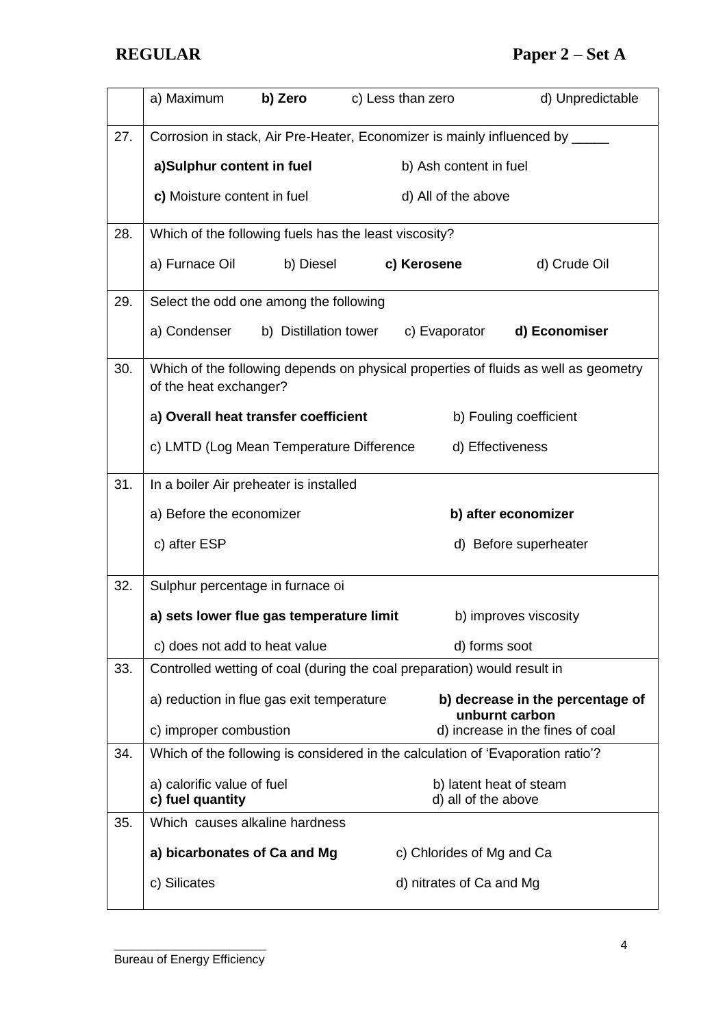| | | | | |
|---|---|---|---|---|
| | a) Maximum | **b) Zero** | c) Less than zero | d) Unpredictable |
| 27. | Corrosion in stack, Air Pre-Heater, Economizer is mainly influenced by _____ | | | |
| | **a)Sulphur content in fuel** | | b) Ash content in fuel | |
| | **c)** Moisture content in fuel | | d) All of the above | |
| 28. | Which of the following fuels has the least viscosity? | | | |
| | a) Furnace Oil | b) Diesel | **c) Kerosene** | d) Crude Oil |
| 29. | Select the odd one among the following | | | |
| | a) Condenser | b) Distillation tower | c) Evaporator | **d) Economiser** |
| 30. | Which of the following depends on physical properties of fluids as well as geometry of the heat exchanger? | | | |
| | a**) Overall heat transfer coefficient** | | b) Fouling coefficient | |
| | c) LMTD (Log Mean Temperature Difference | | d) Effectiveness | |
| 31. | In a boiler Air preheater is installed | | | |
| | a) Before the economizer | | **b) after economizer** | |
| | c) after ESP | | d) Before superheater | |
| 32. | Sulphur percentage in furnace oi | | | |
| | **a) sets lower flue gas temperature limit** | | b) improves viscosity | |
| | c) does not add to heat value | | d) forms soot | |
| 33. | Controlled wetting of coal (during the coal preparation) would result in | | | |
| | a) reduction in flue gas exit temperature | | **b) decrease in the percentage of unburnt carbon** | |
| | c) improper combustion | | d) increase in the fines of coal | |
| 34. | Which of the following is considered in the calculation of 'Evaporation ratio'? | | | |
| | a) calorific value of fuel | | b) latent heat of steam | |
| | **c) fuel quantity** | | d) all of the above | |
| 35. | Which causes alkaline hardness | | | |
| | **a) bicarbonates of Ca and Mg** | | c) Chlorides of Mg and Ca | |
| | c) Silicates | | d) nitrates of Ca and Mg | |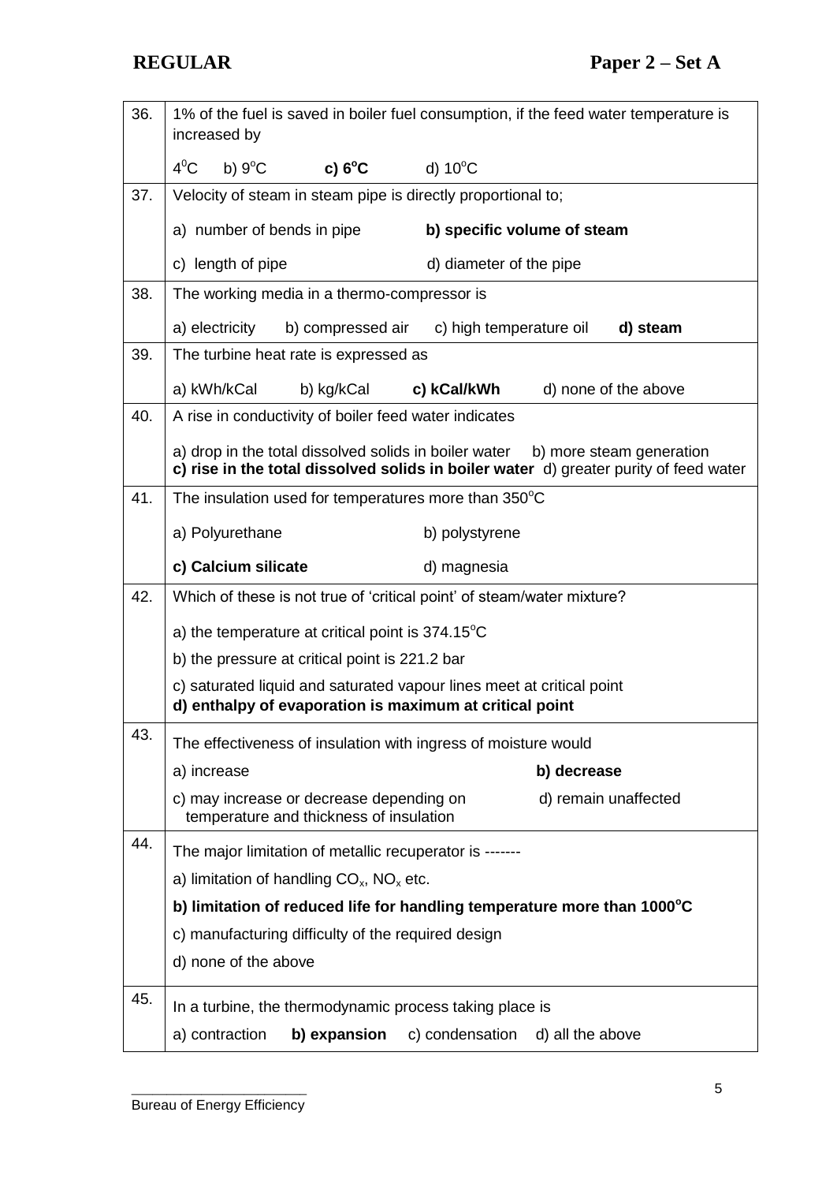| | |
|---|---|
| 36. | 1% of the fuel is saved in boiler fuel consumption, if the feed water temperature is increased by<br><br>$4^oC$ b) $9^oC$ **c) $6^oC$** d) $10^oC$ |
| 37. | Velocity of steam in steam pipe is directly proportional to;<br><br>a) number of bends in pipe **b) specific volume of steam**<br><br>c) length of pipe d) diameter of the pipe |
| 38. | The working media in a thermo-compressor is<br><br>a) electricity b) compressed air c) high temperature oil **d) steam** |
| 39. | The turbine heat rate is expressed as<br><br>a) kWh/kCal b) kg/kCal **c) kCal/kWh** d) none of the above |
| 40. | A rise in conductivity of boiler feed water indicates<br><br>a) drop in the total dissolved solids in boiler water b) more steam generation **c) rise in the total dissolved solids in boiler water** d) greater purity of feed water |
| 41. | The insulation used for temperatures more than $350^oC$<br><br>a) Polyurethane b) polystyrene<br><br>**c) Calcium silicate** d) magnesia |
| 42. | Which of these is not true of 'critical point' of steam/water mixture?<br><br>a) the temperature at critical point is $374.15^oC$<br><br>b) the pressure at critical point is 221.2 bar<br><br>c) saturated liquid and saturated vapour lines meet at critical point **d) enthalpy of evaporation is maximum at critical point** |
| 43. | The effectiveness of insulation with ingress of moisture would<br><br>a) increase **b) decrease**<br><br>c) may increase or decrease depending on temperature and thickness of insulation d) remain unaffected |
| 44. | The major limitation of metallic recuperator is -------<br><br>a) limitation of handling $CO_x$, $NO_x$ etc.<br><br>**b) limitation of reduced life for handling temperature more than $1000^oC$**<br><br>c) manufacturing difficulty of the required design<br><br>d) none of the above |
| 45. | In a turbine, the thermodynamic process taking place is<br><br>a) contraction **b) expansion** c) condensation d) all the above |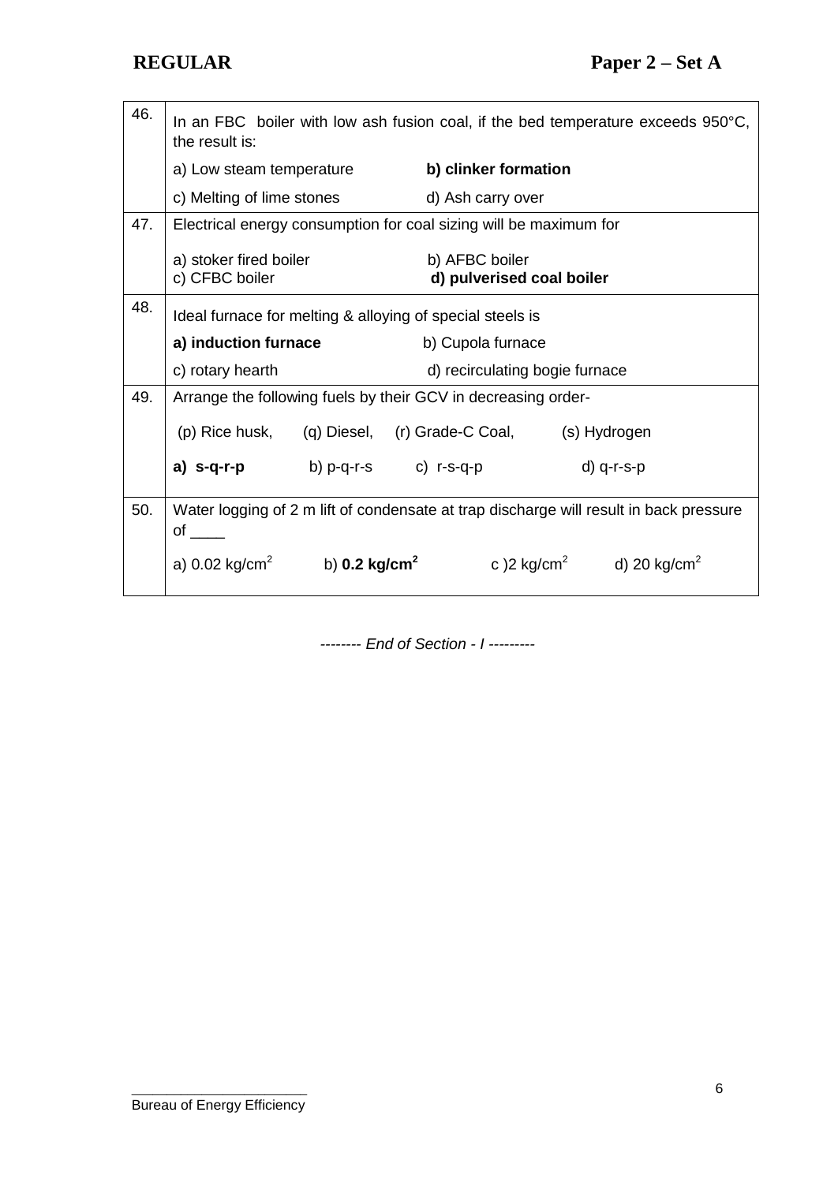| | |
|---|---|
| 46. | In an FBC boiler with low ash fusion coal, if the bed temperature exceeds 950°C, the result is: |
| | a) Low steam temperature &nbsp;&nbsp;&nbsp;&nbsp; **b) clinker formation** |
| | c) Melting of lime stones &nbsp;&nbsp;&nbsp;&nbsp; d) Ash carry over |
| 47. | Electrical energy consumption for coal sizing will be maximum for |
| | a) stoker fired boiler &nbsp;&nbsp;&nbsp;&nbsp; b) AFBC boiler |
| | c) CFBC boiler &nbsp;&nbsp;&nbsp;&nbsp; **d) pulverised coal boiler** |
| 48. | Ideal furnace for melting & alloying of special steels is |
| | **a) induction furnace** &nbsp;&nbsp;&nbsp;&nbsp; b) Cupola furnace |
| | c) rotary hearth &nbsp;&nbsp;&nbsp;&nbsp; d) recirculating bogie furnace |
| 49. | Arrange the following fuels by their GCV in decreasing order- |
| | (p) Rice husk, &nbsp;&nbsp; (q) Diesel, &nbsp;&nbsp; (r) Grade-C Coal, &nbsp;&nbsp; (s) Hydrogen |
| | **a) s-q-r-p** &nbsp;&nbsp;&nbsp;&nbsp; b) p-q-r-s &nbsp;&nbsp;&nbsp;&nbsp; c) r-s-q-p &nbsp;&nbsp;&nbsp;&nbsp; d) q-r-s-p |
| 50. | Water logging of 2 m lift of condensate at trap discharge will result in back pressure of \_\_\_\_ |
| | a) 0.02 kg/cm$^2$ &nbsp;&nbsp;&nbsp;&nbsp; b) **0.2 kg/cm$^2$** &nbsp;&nbsp;&nbsp;&nbsp; c )2 kg/cm$^2$ &nbsp;&nbsp;&nbsp;&nbsp; d) 20 kg/cm$^2$ |

-------- *End of Section - I* ---------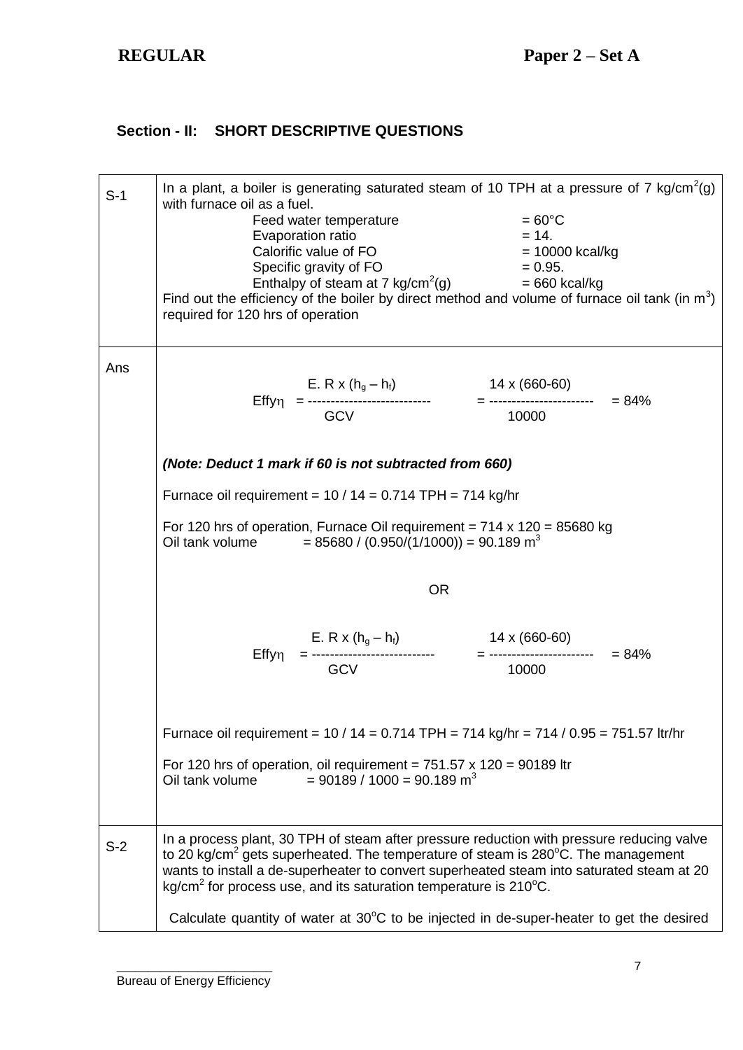## Section - II: SHORT DESCRIPTIVE QUESTIONS

| | |
|---|---|
| S-1 | In a plant, a boiler is generating saturated steam of 10 TPH at a pressure of 7 kg/cm$^2$(g) with furnace oil as a fuel.<br>Feed water temperature = 60°C<br>Evaporation ratio = 14.<br>Calorific value of FO = 10000 kcal/kg<br>Specific gravity of FO = 0.95.<br>Enthalpy of steam at 7 kg/cm$^2$(g) = 660 kcal/kg<br>Find out the efficiency of the boiler by direct method and volume of furnace oil tank (in m$^3$) required for 120 hrs of operation |
| Ans | $\text{Effy}\eta = \frac{\text{E. R} \times (h_g - h_f)}{\text{GCV}} = \frac{14 \times (660-60)}{10000} = 84\%$<br><br>***(Note: Deduct 1 mark if 60 is not subtracted from 660)***<br><br>Furnace oil requirement = 10 / 14 = 0.714 TPH = 714 kg/hr<br><br>For 120 hrs of operation, Furnace Oil requirement = 714 x 120 = 85680 kg<br>Oil tank volume = 85680 / (0.950/(1/1000)) = 90.189 m$^3$<br><br>OR<br><br>$\text{Effy}\eta = \frac{\text{E. R} \times (h_g - h_f)}{\text{GCV}} = \frac{14 \times (660-60)}{10000} = 84\%$<br><br>Furnace oil requirement = 10 / 14 = 0.714 TPH = 714 kg/hr = 714 / 0.95 = 751.57 ltr/hr<br><br>For 120 hrs of operation, oil requirement = 751.57 x 120 = 90189 ltr<br>Oil tank volume = 90189 / 1000 = 90.189 m$^3$ |
| S-2 | In a process plant, 30 TPH of steam after pressure reduction with pressure reducing valve to 20 kg/cm$^2$ gets superheated. The temperature of steam is 280$^o$C. The management wants to install a de-superheater to convert superheated steam into saturated steam at 20 kg/cm$^2$ for process use, and its saturation temperature is 210$^o$C.<br><br>Calculate quantity of water at 30$^o$C to be injected in de-super-heater to get the desired |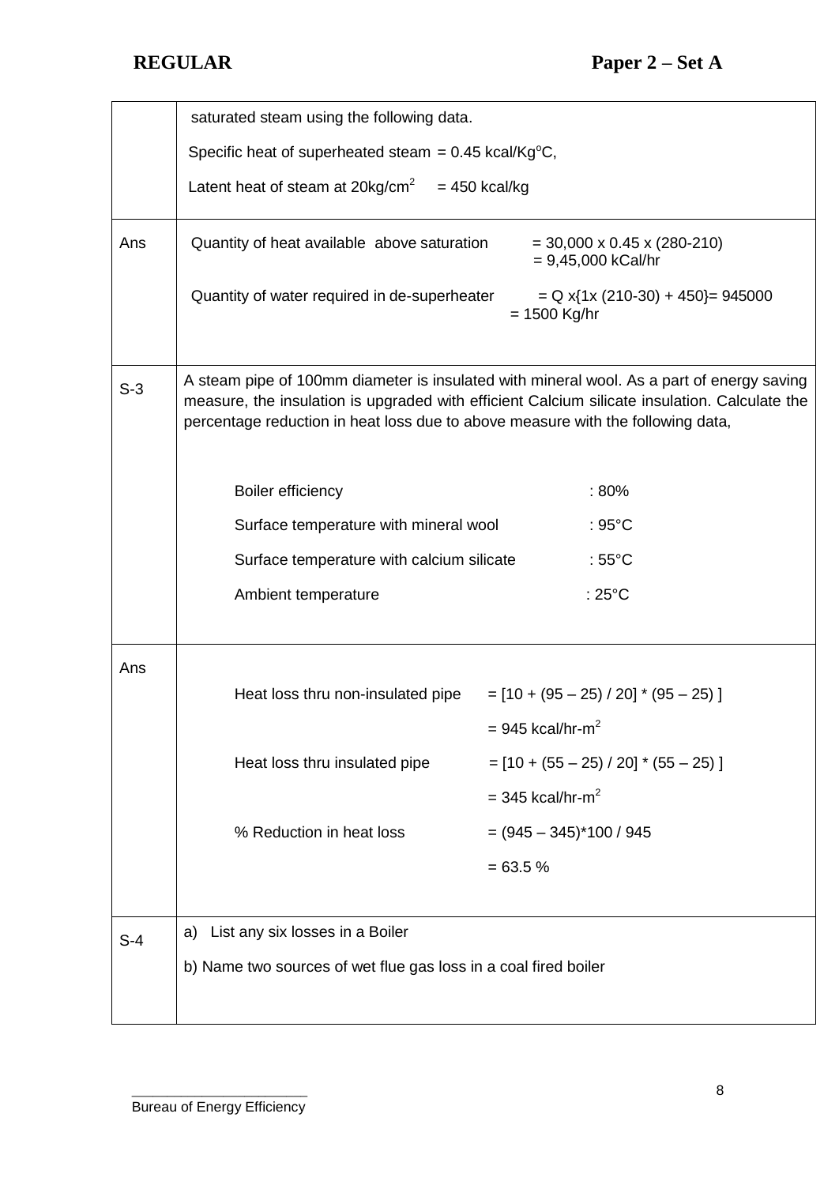|  |  |
|---|---|
|  | saturated steam using the following data.<br><br>Specific heat of superheated steam = 0.45 kcal/Kg$^o$C,<br><br>Latent heat of steam at 20kg/cm$^2$ = 450 kcal/kg |
| Ans | Quantity of heat available above saturation = 30,000 x 0.45 x (280-210) = 9,45,000 kCal/hr<br><br>Quantity of water required in de-superheater = Q x{1x (210-30) + 450}= 945000 = 1500 Kg/hr |
| S-3 | A steam pipe of 100mm diameter is insulated with mineral wool. As a part of energy saving measure, the insulation is upgraded with efficient Calcium silicate insulation. Calculate the percentage reduction in heat loss due to above measure with the following data,<br><br>Boiler efficiency : 80%<br><br>Surface temperature with mineral wool : 95°C<br><br>Surface temperature with calcium silicate : 55°C<br><br>Ambient temperature : 25°C |
| Ans | Heat loss thru non-insulated pipe = [10 + (95 – 25) / 20] * (95 – 25) ]<br><br>= 945 kcal/hr-m$^2$<br><br>Heat loss thru insulated pipe = [10 + (55 – 25) / 20] * (55 – 25) ]<br><br>= 345 kcal/hr-m$^2$<br><br>% Reduction in heat loss = (945 – 345)*100 / 945<br><br>= 63.5 % |
| S-4 | a) List any six losses in a Boiler<br><br>b) Name two sources of wet flue gas loss in a coal fired boiler |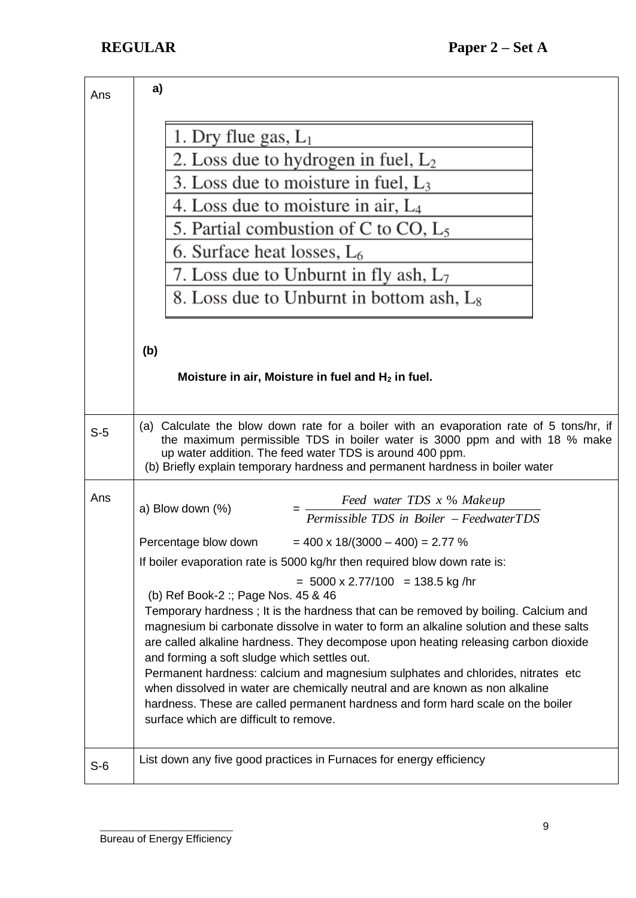| | |
|---|---|
| Ans | **a)**<br><br>1. Dry flue gas, $L_1$<br>2. Loss due to hydrogen in fuel, $L_2$<br>3. Loss due to moisture in fuel, $L_3$<br>4. Loss due to moisture in air, $L_4$<br>5. Partial combustion of C to CO, $L_5$<br>6. Surface heat losses, $L_6$<br>7. Loss due to Unburnt in fly ash, $L_7$<br>8. Loss due to Unburnt in bottom ash, $L_8$<br><br>**(b)**<br><br>**Moisture in air, Moisture in fuel and $H_2$ in fuel.** |
| S-5 | (a) Calculate the blow down rate for a boiler with an evaporation rate of 5 tons/hr, if the maximum permissible TDS in boiler water is 3000 ppm and with 18 % make up water addition. The feed water TDS is around 400 ppm.<br>(b) Briefly explain temporary hardness and permanent hardness in boiler water |
| Ans | a) Blow down (%) $= \frac{Feed\ \ water\ \ TDS\ \ x\ \%\ \ Makeup}{Permissible\ \ TDS\ \ in\ \ Boiler\ - FeedwaterTDS}$<br><br>Percentage blow down = 400 x 18/(3000 – 400) = 2.77 %<br><br>If boiler evaporation rate is 5000 kg/hr then required blow down rate is:<br><br>= 5000 x 2.77/100 = 138.5 kg /hr<br><br>(b) Ref Book-2 :; Page Nos. 45 & 46<br><br>Temporary hardness ; It is the hardness that can be removed by boiling. Calcium and magnesium bi carbonate dissolve in water to form an alkaline solution and these salts are called alkaline hardness. They decompose upon heating releasing carbon dioxide and forming a soft sludge which settles out.<br><br>Permanent hardness: calcium and magnesium sulphates and chlorides, nitrates etc when dissolved in water are chemically neutral and are known as non alkaline hardness. These are called permanent hardness and form hard scale on the boiler surface which are difficult to remove. |
| S-6 | List down any five good practices in Furnaces for energy efficiency |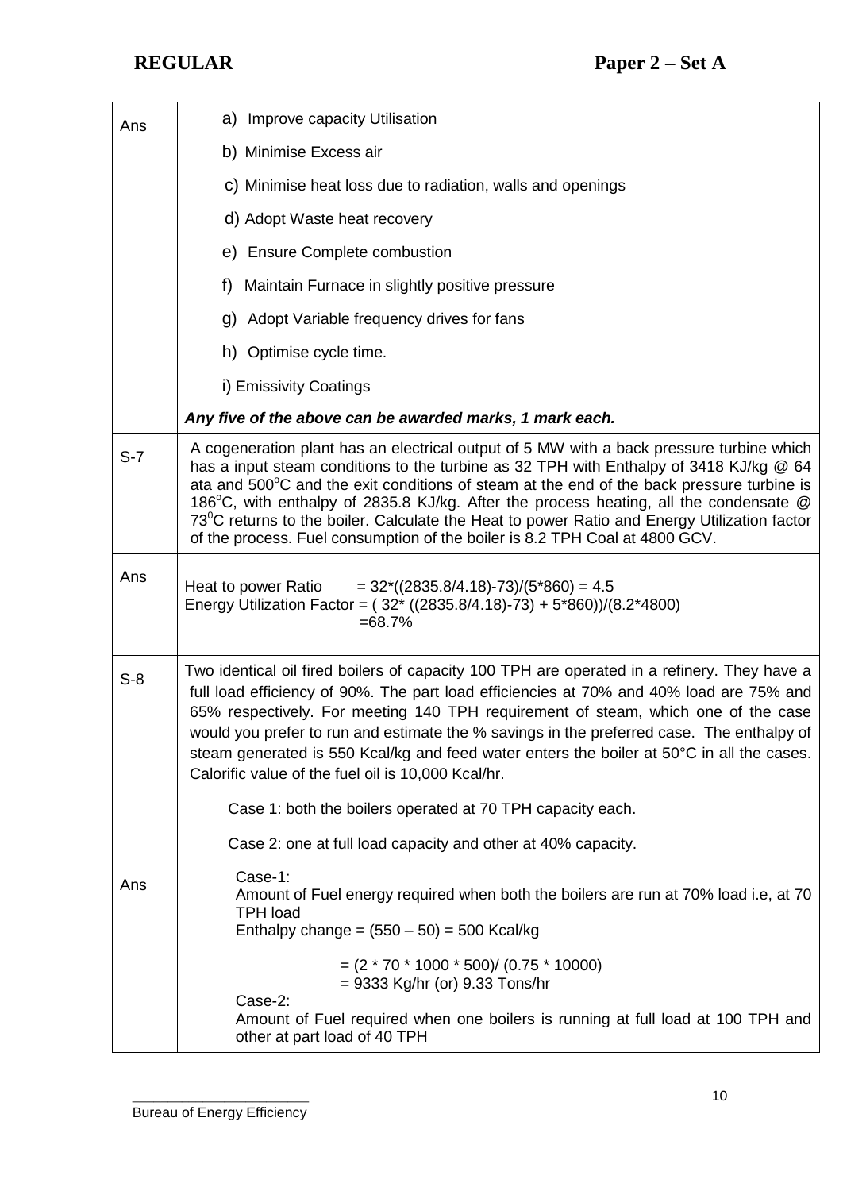| | |
|---|---|
| Ans | a) Improve capacity Utilisation<br>b) Minimise Excess air<br>c) Minimise heat loss due to radiation, walls and openings<br>d) Adopt Waste heat recovery<br>e) Ensure Complete combustion<br>f) Maintain Furnace in slightly positive pressure<br>g) Adopt Variable frequency drives for fans<br>h) Optimise cycle time.<br>i) Emissivity Coatings |
| | ***Any five of the above can be awarded marks, 1 mark each.*** |
| S-7 | A cogeneration plant has an electrical output of 5 MW with a back pressure turbine which has a input steam conditions to the turbine as 32 TPH with Enthalpy of 3418 KJ/kg @ 64 ata and 500°C and the exit conditions of steam at the end of the back pressure turbine is 186°C, with enthalpy of 2835.8 KJ/kg. After the process heating, all the condensate @ 73°C returns to the boiler. Calculate the Heat to power Ratio and Energy Utilization factor of the process. Fuel consumption of the boiler is 8.2 TPH Coal at 4800 GCV. |
| Ans | Heat to power Ratio = 32*((2835.8/4.18)-73)/(5*860) = 4.5<br>Energy Utilization Factor = ( 32* ((2835.8/4.18)-73) + 5*860))/(8.2*4800)<br>=68.7% |
| S-8 | Two identical oil fired boilers of capacity 100 TPH are operated in a refinery. They have a full load efficiency of 90%. The part load efficiencies at 70% and 40% load are 75% and 65% respectively. For meeting 140 TPH requirement of steam, which one of the case would you prefer to run and estimate the % savings in the preferred case. The enthalpy of steam generated is 550 Kcal/kg and feed water enters the boiler at 50°C in all the cases. Calorific value of the fuel oil is 10,000 Kcal/hr.<br><br>Case 1: both the boilers operated at 70 TPH capacity each.<br><br>Case 2: one at full load capacity and other at 40% capacity. |
| Ans | Case-1:<br>Amount of Fuel energy required when both the boilers are run at 70% load i.e, at 70 TPH load<br>Enthalpy change = (550 – 50) = 500 Kcal/kg<br><br>= (2 * 70 * 1000 * 500)/ (0.75 * 10000)<br>= 9333 Kg/hr (or) 9.33 Tons/hr<br>Case-2:<br>Amount of Fuel required when one boilers is running at full load at 100 TPH and other at part load of 40 TPH |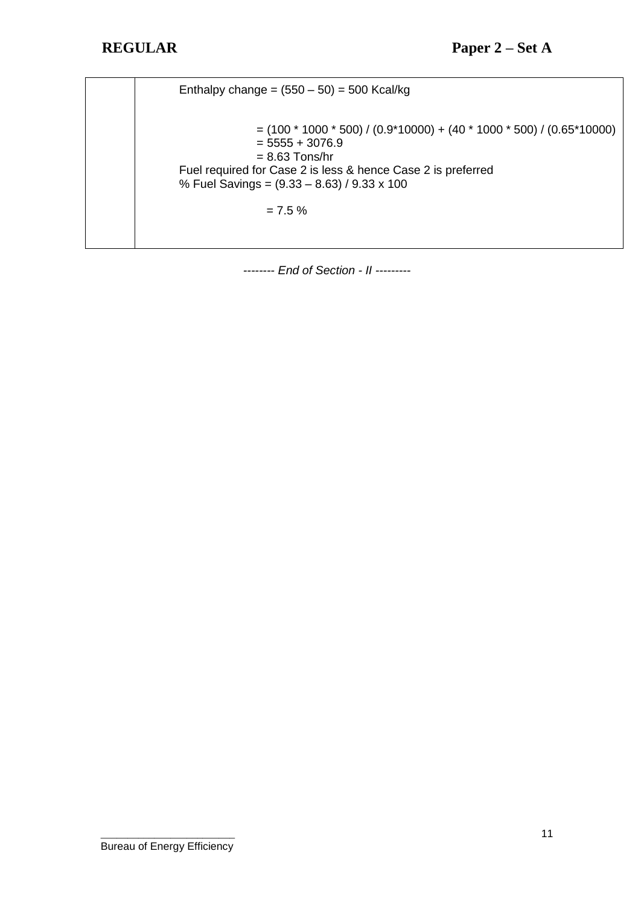|  | Enthalpy change = (550 – 50) = 500 Kcal/kg<br><br>= (100 * 1000 * 500) / (0.9*10000) + (40 * 1000 * 500) / (0.65*10000)<br>= 5555 + 3076.9<br>= 8.63 Tons/hr<br>Fuel required for Case 2 is less & hence Case 2 is preferred<br>% Fuel Savings = (9.33 – 8.63) / 9.33 x 100<br><br>= 7.5 % |
|---|---|

*-------- End of Section - II ---------*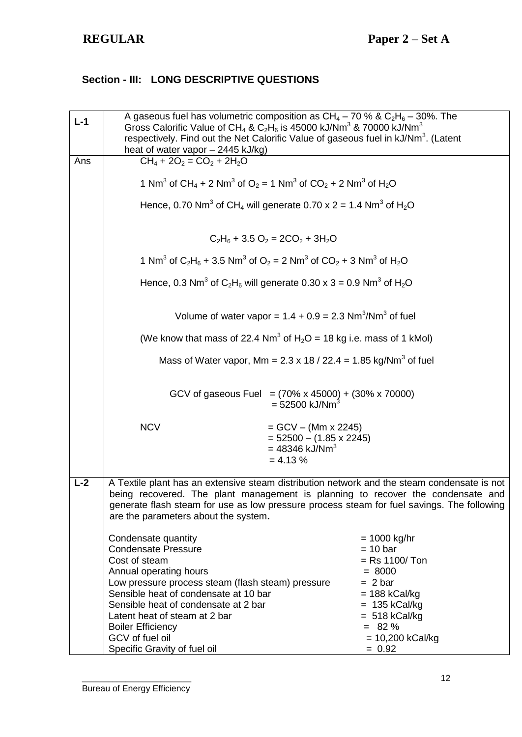**REGULAR** **Paper 2 – Set A**

## Section - III: LONG DESCRIPTIVE QUESTIONS

| | |
|---|---|
| **L-1** | A gaseous fuel has volumetric composition as $CH_4$ – 70 % & $C_2H_6$ – 30%. The Gross Calorific Value of $CH_4$ & $C_2H_6$ is 45000 kJ/Nm$^3$ & 70000 kJ/Nm$^3$ respectively. Find out the Net Calorific Value of gaseous fuel in kJ/Nm$^3$. (Latent heat of water vapor – 2445 kJ/kg) |
| Ans | $CH_4 + 2O_2 = CO_2 + 2H_2O$ <br><br> 1 Nm$^3$ of $CH_4$ + 2 Nm$^3$ of $O_2$ = 1 Nm$^3$ of $CO_2$ + 2 Nm$^3$ of $H_2O$ <br><br> Hence, 0.70 Nm$^3$ of $CH_4$ will generate 0.70 x 2 = 1.4 Nm$^3$ of $H_2O$ <br><br> $C_2H_6 + 3.5\ O_2 = 2CO_2 + 3H_2O$ <br><br> 1 Nm$^3$ of $C_2H_6$ + 3.5 Nm$^3$ of $O_2$ = 2 Nm$^3$ of $CO_2$ + 3 Nm$^3$ of $H_2O$ <br><br> Hence, 0.3 Nm$^3$ of $C_2H_6$ will generate 0.30 x 3 = 0.9 Nm$^3$ of $H_2O$ <br><br> Volume of water vapor = 1.4 + 0.9 = 2.3 Nm$^3$/Nm$^3$ of fuel <br><br> (We know that mass of 22.4 Nm$^3$ of $H_2O$ = 18 kg i.e. mass of 1 kMol) <br><br> Mass of Water vapor, Mm = 2.3 x 18 / 22.4 = 1.85 kg/Nm$^3$ of fuel <br><br> GCV of gaseous Fuel = (70% x 45000) + (30% x 70000) <br> = 52500 kJ/Nm$^3$ <br><br> NCV = GCV – (Mm x 2245) <br> = 52500 – (1.85 x 2245) <br> = 48346 kJ/Nm$^3$ <br> = 4.13 % |
| **L-2** | A Textile plant has an extensive steam distribution network and the steam condensate is not being recovered. The plant management is planning to recover the condensate and generate flash steam for use as low pressure process steam for fuel savings. The following are the parameters about the system**.** <br><br> Condensate quantity = 1000 kg/hr <br> Condensate Pressure = 10 bar <br> Cost of steam = Rs 1100/ Ton <br> Annual operating hours = 8000 <br> Low pressure process steam (flash steam) pressure = 2 bar <br> Sensible heat of condensate at 10 bar = 188 kCal/kg <br> Sensible heat of condensate at 2 bar = 135 kCal/kg <br> Latent heat of steam at 2 bar = 518 kCal/kg <br> Boiler Efficiency = 82 % <br> GCV of fuel oil = 10,200 kCal/kg <br> Specific Gravity of fuel oil = 0.92 |

Bureau of Energy Efficiency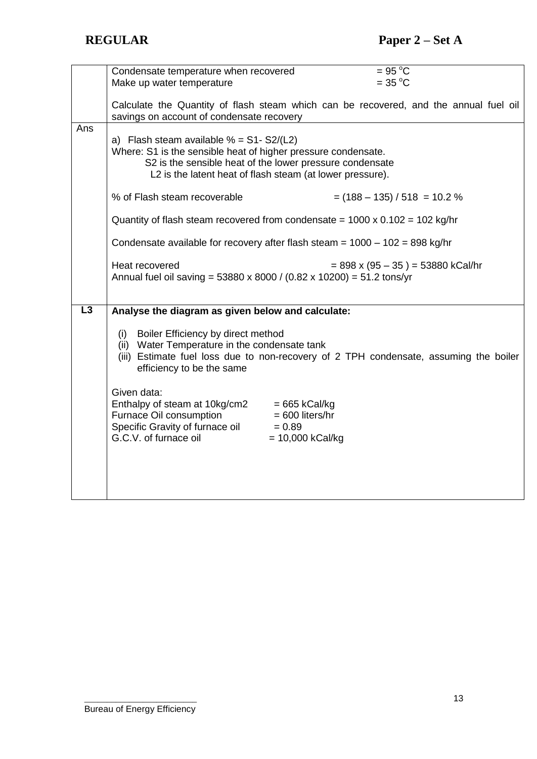| | |
|---|---|
| | Condensate temperature when recovered = 95 °C<br>Make up water temperature = 35 °C<br><br>Calculate the Quantity of flash steam which can be recovered, and the annual fuel oil savings on account of condensate recovery |
| Ans | a) Flash steam available % = S1- S2/(L2)<br>Where: S1 is the sensible heat of higher pressure condensate.<br>S2 is the sensible heat of the lower pressure condensate<br>L2 is the latent heat of flash steam (at lower pressure).<br><br>% of Flash steam recoverable = (188 – 135) / 518 = 10.2 %<br><br>Quantity of flash steam recovered from condensate = 1000 x 0.102 = 102 kg/hr<br><br>Condensate available for recovery after flash steam = 1000 – 102 = 898 kg/hr<br><br>Heat recovered = 898 x (95 – 35 ) = 53880 kCal/hr<br>Annual fuel oil saving = 53880 x 8000 / (0.82 x 10200) = 51.2 tons/yr |
| **L3** | **Analyse the diagram as given below and calculate:**<br><br>(i) Boiler Efficiency by direct method<br>(ii) Water Temperature in the condensate tank<br>(iii) Estimate fuel loss due to non-recovery of 2 TPH condensate, assuming the boiler efficiency to be the same<br><br>Given data:<br>Enthalpy of steam at 10kg/cm2 = 665 kCal/kg<br>Furnace Oil consumption = 600 liters/hr<br>Specific Gravity of furnace oil = 0.89<br>G.C.V. of furnace oil = 10,000 kCal/kg |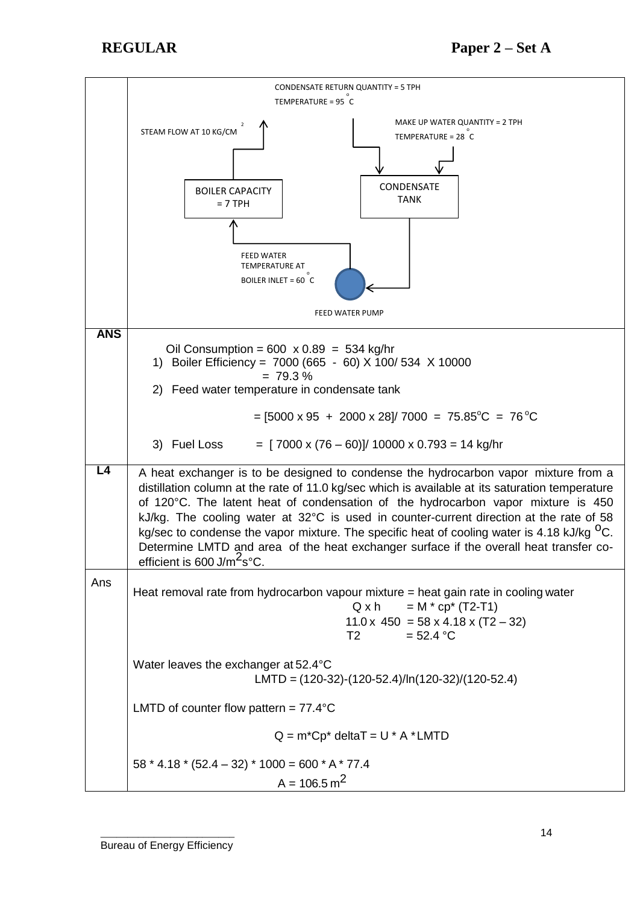| | |
|---|---|
| | CONDENSATE RETURN QUANTITY = 5 TPH<br>TEMPERATURE = 95 °C<br>STEAM FLOW AT 10 KG/CM²<br>MAKE UP WATER QUANTITY = 2 TPH<br>TEMPERATURE = 28 °C<br>BOILER CAPACITY = 7 TPH<br>CONDENSATE TANK<br>FEED WATER TEMPERATURE AT BOILER INLET = 60 °C<br>FEED WATER PUMP |
| **ANS** | Oil Consumption = 600 x 0.89 = 534 kg/hr<br>1) Boiler Efficiency = 7000 (665 - 60) X 100/ 534 X 10000<br>= 79.3 %<br>2) Feed water temperature in condensate tank<br>= [5000 x 95 + 2000 x 28]/ 7000 = 75.85°C = 76 °C<br>3) Fuel Loss = [ 7000 x (76 – 60)]/ 10000 x 0.793 = 14 kg/hr |
| **L4** | A heat exchanger is to be designed to condense the hydrocarbon vapor mixture from a distillation column at the rate of 11.0 kg/sec which is available at its saturation temperature of 120°C. The latent heat of condensation of the hydrocarbon vapor mixture is 450 kJ/kg. The cooling water at 32°C is used in counter-current direction at the rate of 58 kg/sec to condense the vapor mixture. The specific heat of cooling water is 4.18 kJ/kg °C. Determine LMTD and area of the heat exchanger surface if the overall heat transfer co-efficient is 600 J/m²s°C. |
| Ans | Heat removal rate from hydrocarbon vapour mixture = heat gain rate in cooling water<br>Q x h = M * cp* (T2-T1)<br>11.0 x 450 = 58 x 4.18 x (T2 – 32)<br>T2 = 52.4 °C<br><br>Water leaves the exchanger at 52.4°C<br>LMTD = (120-32)-(120-52.4)/ln(120-32)/(120-52.4)<br><br>LMTD of counter flow pattern = 77.4°C<br><br>Q = m*Cp* deltaT = U * A * LMTD<br><br>58 * 4.18 * (52.4 – 32) * 1000 = 600 * A * 77.4<br>A = 106.5 m² |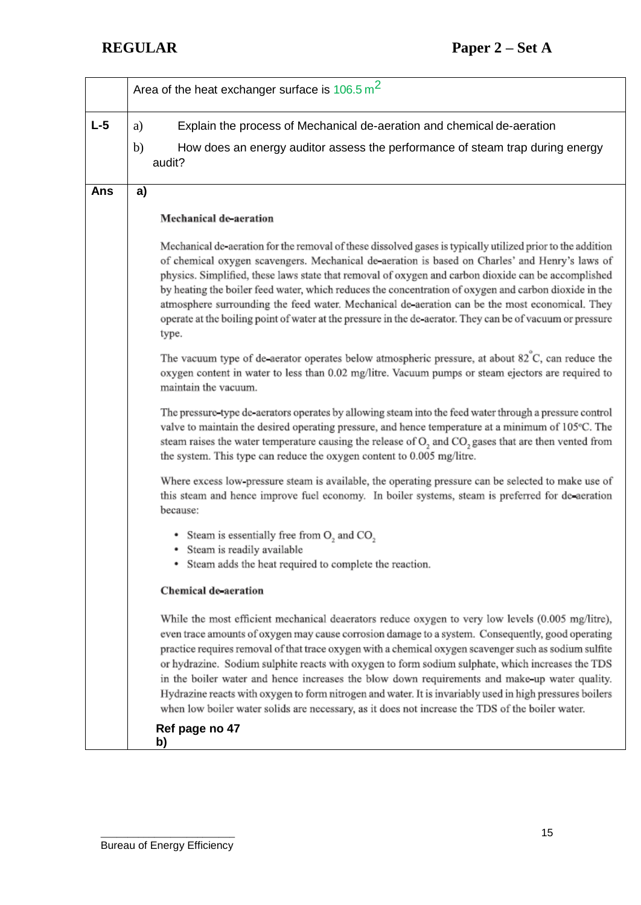|  | Area of the heat exchanger surface is 106.5 $m^2$ |
|---|---|
| **L-5** | a) Explain the process of Mechanical de-aeration and chemical de-aeration<br><br>b) How does an energy auditor assess the performance of steam trap during energy audit? |
| **Ans** | **a)**<br><br>**Mechanical de-aeration**<br><br>Mechanical de-aeration for the removal of these dissolved gases is typically utilized prior to the addition of chemical oxygen scavengers. Mechanical de-aeration is based on Charles' and Henry's laws of physics. Simplified, these laws state that removal of oxygen and carbon dioxide can be accomplished by heating the boiler feed water, which reduces the concentration of oxygen and carbon dioxide in the atmosphere surrounding the feed water. Mechanical de-aeration can be the most economical. They operate at the boiling point of water at the pressure in the de-aerator. They can be of vacuum or pressure type.<br><br>The vacuum type of de-aerator operates below atmospheric pressure, at about 82°C, can reduce the oxygen content in water to less than 0.02 mg/litre. Vacuum pumps or steam ejectors are required to maintain the vacuum.<br><br>The pressure-type de-aerators operates by allowing steam into the feed water through a pressure control valve to maintain the desired operating pressure, and hence temperature at a minimum of 105°C. The steam raises the water temperature causing the release of $O_2$ and $CO_2$ gases that are then vented from the system. This type can reduce the oxygen content to 0.005 mg/litre.<br><br>Where excess low-pressure steam is available, the operating pressure can be selected to make use of this steam and hence improve fuel economy. In boiler systems, steam is preferred for de-aeration because:<br><br>• Steam is essentially free from $O_2$ and $CO_2$<br>• Steam is readily available<br>• Steam adds the heat required to complete the reaction.<br><br>**Chemical de-aeration**<br><br>While the most efficient mechanical deaerators reduce oxygen to very low levels (0.005 mg/litre), even trace amounts of oxygen may cause corrosion damage to a system. Consequently, good operating practice requires removal of that trace oxygen with a chemical oxygen scavenger such as sodium sulfite or hydrazine. Sodium sulphite reacts with oxygen to form sodium sulphate, which increases the TDS in the boiler water and hence increases the blow down requirements and make-up water quality. Hydrazine reacts with oxygen to form nitrogen and water. It is invariably used in high pressures boilers when low boiler water solids are necessary, as it does not increase the TDS of the boiler water.<br><br>**Ref page no 47**<br>**b)** |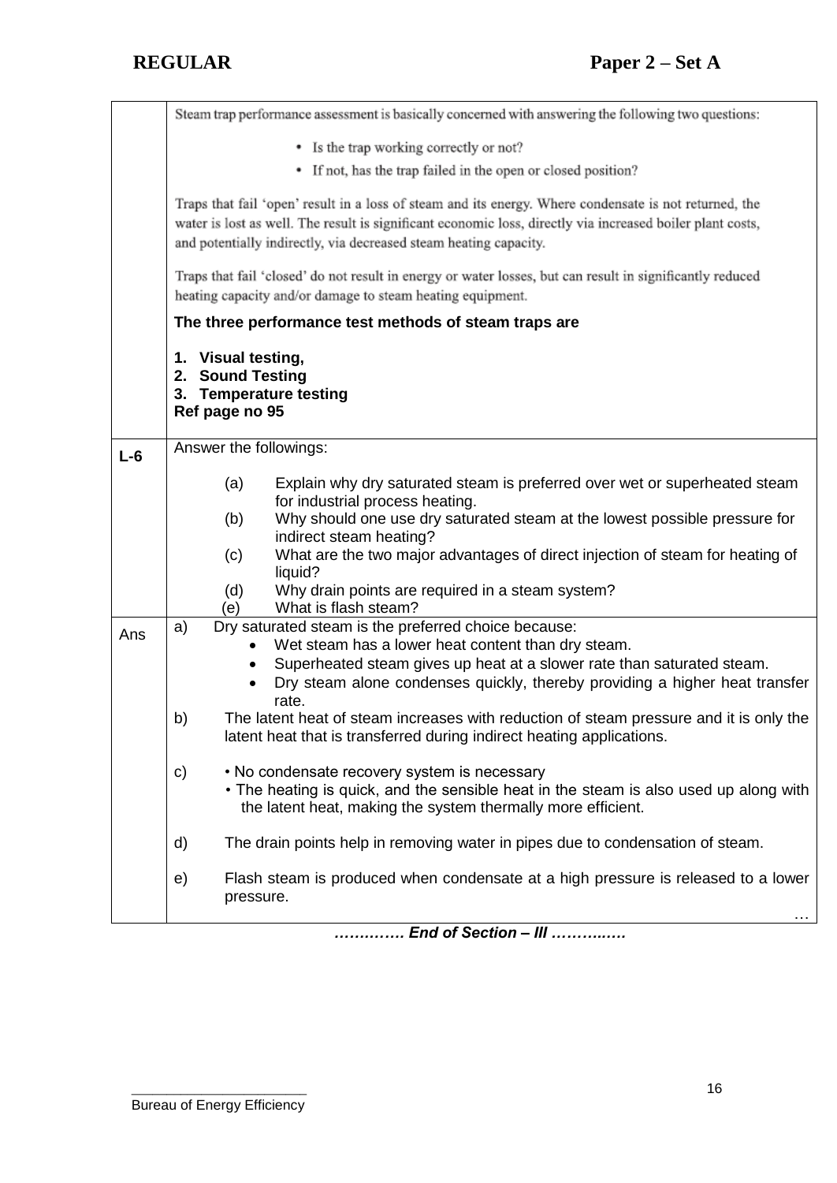| | |
|---|---|
| | Steam trap performance assessment is basically concerned with answering the following two questions:<br>• Is the trap working correctly or not?<br>• If not, has the trap failed in the open or closed position?<br><br>Traps that fail 'open' result in a loss of steam and its energy. Where condensate is not returned, the water is lost as well. The result is significant economic loss, directly via increased boiler plant costs, and potentially indirectly, via decreased steam heating capacity.<br><br>Traps that fail 'closed' do not result in energy or water losses, but can result in significantly reduced heating capacity and/or damage to steam heating equipment.<br><br>**The three performance test methods of steam traps are**<br><br>**1. Visual testing,**<br>**2. Sound Testing**<br>**3. Temperature testing**<br>**Ref page no 95** |
| **L-6** | Answer the followings:<br><br>(a) Explain why dry saturated steam is preferred over wet or superheated steam for industrial process heating.<br>(b) Why should one use dry saturated steam at the lowest possible pressure for indirect steam heating?<br>(c) What are the two major advantages of direct injection of steam for heating of liquid?<br>(d) Why drain points are required in a steam system?<br>(e) What is flash steam? |
| Ans | a) Dry saturated steam is the preferred choice because:<br>• Wet steam has a lower heat content than dry steam.<br>• Superheated steam gives up heat at a slower rate than saturated steam.<br>• Dry steam alone condenses quickly, thereby providing a higher heat transfer rate.<br>b) The latent heat of steam increases with reduction of steam pressure and it is only the latent heat that is transferred during indirect heating applications.<br><br>c) • No condensate recovery system is necessary<br>• The heating is quick, and the sensible heat in the steam is also used up along with the latent heat, making the system thermally more efficient.<br><br>d) The drain points help in removing water in pipes due to condensation of steam.<br><br>e) Flash steam is produced when condensate at a high pressure is released to a lower pressure.<br><br>… |

***…………. End of Section – III …………***